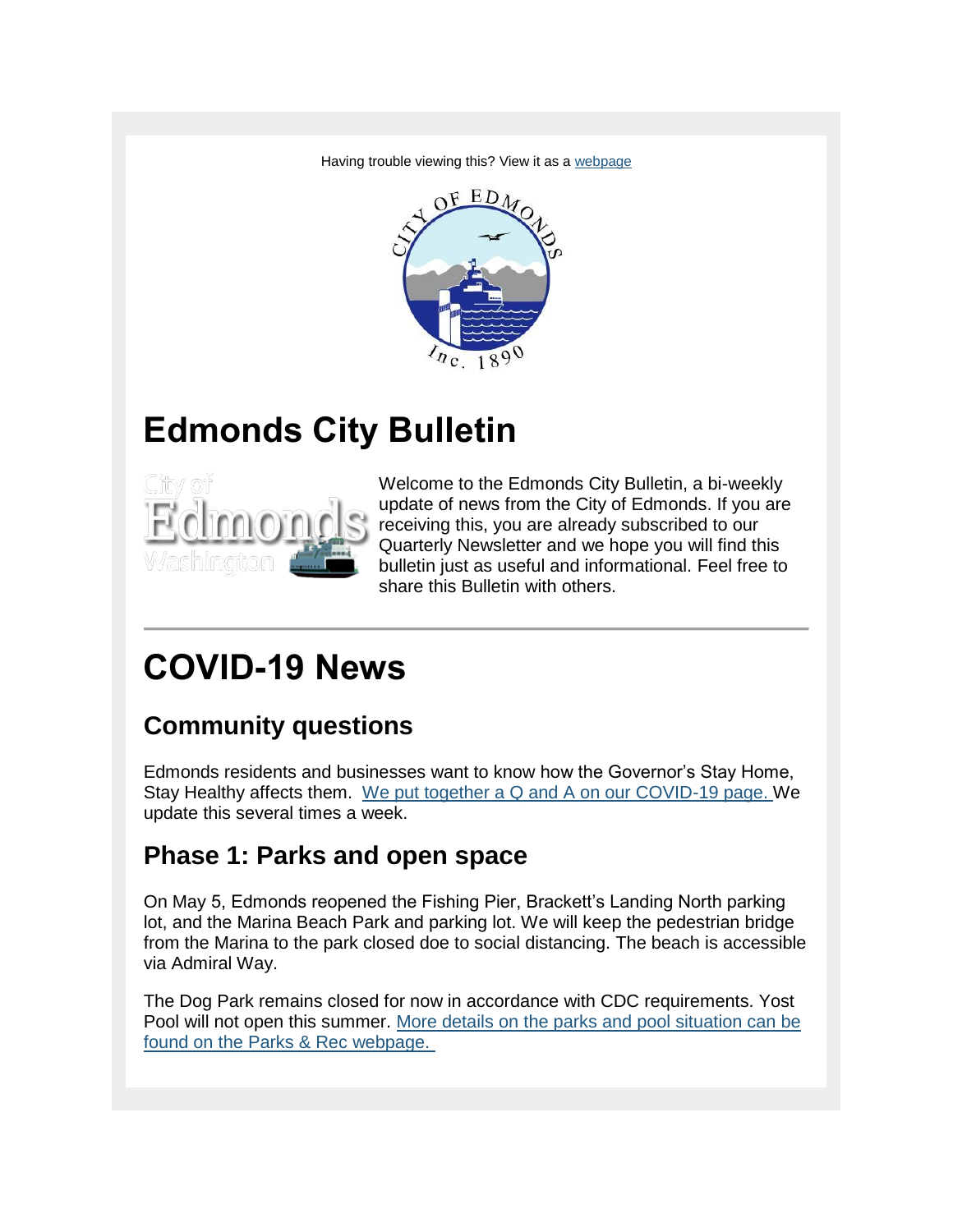Having trouble viewing this? View it as a webpage

# Edmonds City Bulletin

Welcome to the Edmonds City Bulletin, a bi-weekly update of news from the City of Edmonds. If you are receiving this, you are already subscribed to our Quarterly Newsletter and we hope you will find this bulletin just as useful and informational. Feel free to share this Bulletin with others.

---

# COVID-19 News

## Community questions

Edmonds residents and businesses want to know how the Governor's Stay Home, Stay Healthy affects them. We put together a Q and A on our COVID-19 page. We update this several times a week.

## Phase 1: Parks and open space

On May 5, Edmonds reopened the Fishing Pier, Brackett's Landing North parking lot, and the Marina Beach Park and parking lot. We will keep the pedestrian bridge from the Marina to the park closed doe to social distancing. The beach is accessible via Admiral Way.

The Dog Park remains closed for now in accordance with CDC requirements. Yost Pool will not open this summer. More details on the parks and pool situation can be found on the Parks & Rec webpage.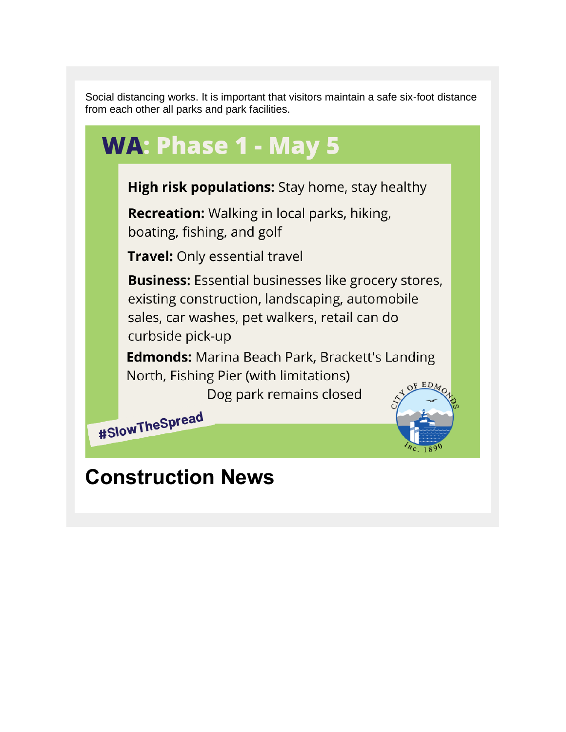Social distancing works. It is important that visitors maintain a safe six-foot distance from each other all parks and park facilities.

## WA: Phase 1 - May 5

**High risk populations:** Stay home, stay healthy

**Recreation:** Walking in local parks, hiking, boating, fishing, and golf

**Travel:** Only essential travel

**Business:** Essential businesses like grocery stores, existing construction, landscaping, automobile sales, car washes, pet walkers, retail can do curbside pick-up

**Edmonds:** Marina Beach Park, Brackett's Landing North, Fishing Pier (with limitations)
Dog park remains closed

#SlowTheSpread

CITY OF EDMONDS
Inc. 1890

# Construction News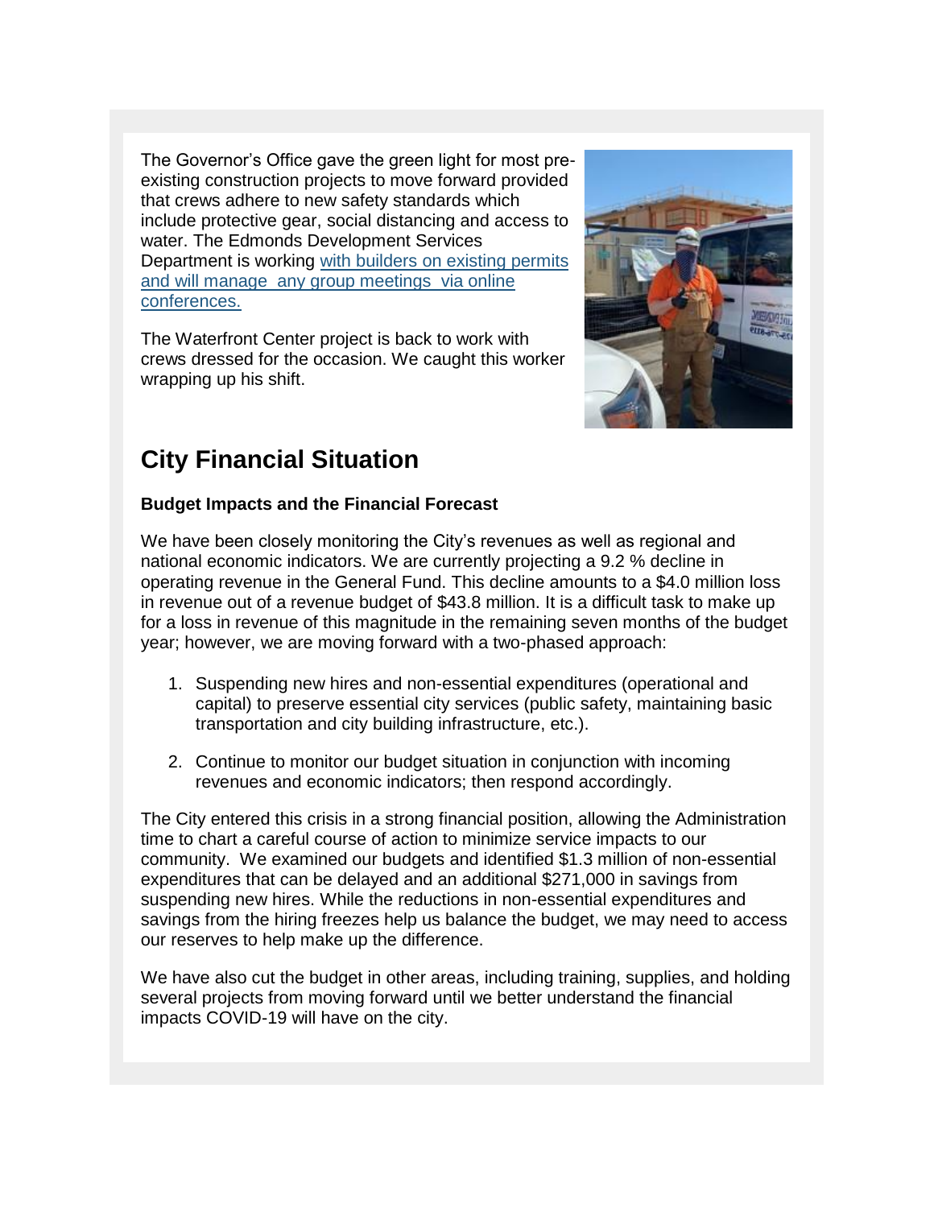The Governor's Office gave the green light for most pre-existing construction projects to move forward provided that crews adhere to new safety standards which include protective gear, social distancing and access to water. The Edmonds Development Services Department is working [with builders on existing permits and will manage any group meetings via online conferences.]

The Waterfront Center project is back to work with crews dressed for the occasion. We caught this worker wrapping up his shift.

## City Financial Situation

**Budget Impacts and the Financial Forecast**

We have been closely monitoring the City's revenues as well as regional and national economic indicators. We are currently projecting a 9.2 % decline in operating revenue in the General Fund. This decline amounts to a $4.0 million loss in revenue out of a revenue budget of $43.8 million. It is a difficult task to make up for a loss in revenue of this magnitude in the remaining seven months of the budget year; however, we are moving forward with a two-phased approach:

1. Suspending new hires and non-essential expenditures (operational and capital) to preserve essential city services (public safety, maintaining basic transportation and city building infrastructure, etc.).
2. Continue to monitor our budget situation in conjunction with incoming revenues and economic indicators; then respond accordingly.

The City entered this crisis in a strong financial position, allowing the Administration time to chart a careful course of action to minimize service impacts to our community. We examined our budgets and identified $1.3 million of non-essential expenditures that can be delayed and an additional $271,000 in savings from suspending new hires. While the reductions in non-essential expenditures and savings from the hiring freezes help us balance the budget, we may need to access our reserves to help make up the difference.

We have also cut the budget in other areas, including training, supplies, and holding several projects from moving forward until we better understand the financial impacts COVID-19 will have on the city.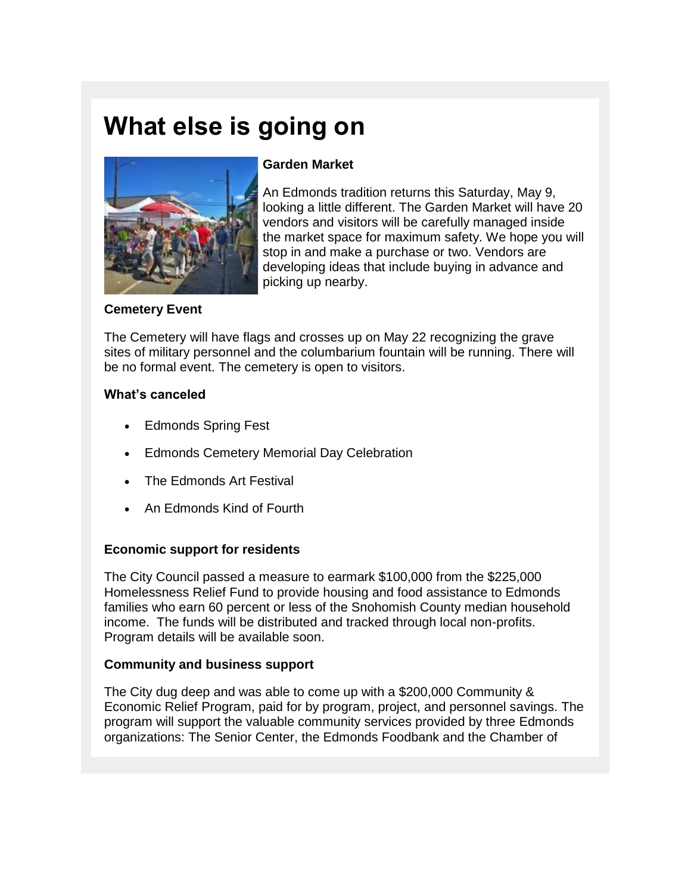# What else is going on

**Garden Market**

An Edmonds tradition returns this Saturday, May 9, looking a little different. The Garden Market will have 20 vendors and visitors will be carefully managed inside the market space for maximum safety. We hope you will stop in and make a purchase or two. Vendors are developing ideas that include buying in advance and picking up nearby.

**Cemetery Event**

The Cemetery will have flags and crosses up on May 22 recognizing the grave sites of military personnel and the columbarium fountain will be running. There will be no formal event. The cemetery is open to visitors.

**What's canceled**

- Edmonds Spring Fest
- Edmonds Cemetery Memorial Day Celebration
- The Edmonds Art Festival
- An Edmonds Kind of Fourth

**Economic support for residents**

The City Council passed a measure to earmark $100,000 from the $225,000 Homelessness Relief Fund to provide housing and food assistance to Edmonds families who earn 60 percent or less of the Snohomish County median household income. The funds will be distributed and tracked through local non-profits. Program details will be available soon.

**Community and business support**

The City dug deep and was able to come up with a $200,000 Community & Economic Relief Program, paid for by program, project, and personnel savings. The program will support the valuable community services provided by three Edmonds organizations: The Senior Center, the Edmonds Foodbank and the Chamber of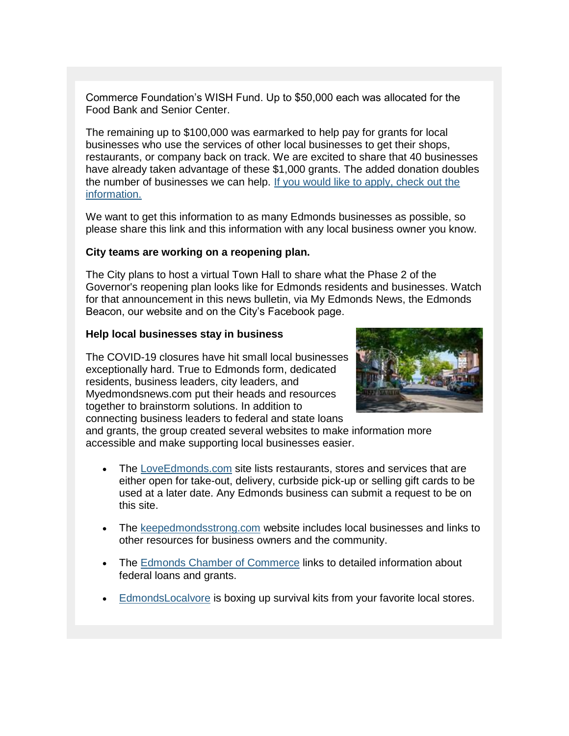Commerce Foundation's WISH Fund. Up to $50,000 each was allocated for the Food Bank and Senior Center.

The remaining up to $100,000 was earmarked to help pay for grants for local businesses who use the services of other local businesses to get their shops, restaurants, or company back on track. We are excited to share that 40 businesses have already taken advantage of these $1,000 grants. The added donation doubles the number of businesses we can help. [If you would like to apply, check out the information.]

We want to get this information to as many Edmonds businesses as possible, so please share this link and this information with any local business owner you know.

**City teams are working on a reopening plan.**

The City plans to host a virtual Town Hall to share what the Phase 2 of the Governor's reopening plan looks like for Edmonds residents and businesses. Watch for that announcement in this news bulletin, via My Edmonds News, the Edmonds Beacon, our website and on the City's Facebook page.

**Help local businesses stay in business**

The COVID-19 closures have hit small local businesses exceptionally hard. True to Edmonds form, dedicated residents, business leaders, city leaders, and Myedmondsnews.com put their heads and resources together to brainstorm solutions. In addition to connecting business leaders to federal and state loans and grants, the group created several websites to make information more accessible and make supporting local businesses easier.

- The LoveEdmonds.com site lists restaurants, stores and services that are either open for take-out, delivery, curbside pick-up or selling gift cards to be used at a later date. Any Edmonds business can submit a request to be on this site.
- The keepedmondsstrong.com website includes local businesses and links to other resources for business owners and the community.
- The Edmonds Chamber of Commerce links to detailed information about federal loans and grants.
- EdmondsLocalvore is boxing up survival kits from your favorite local stores.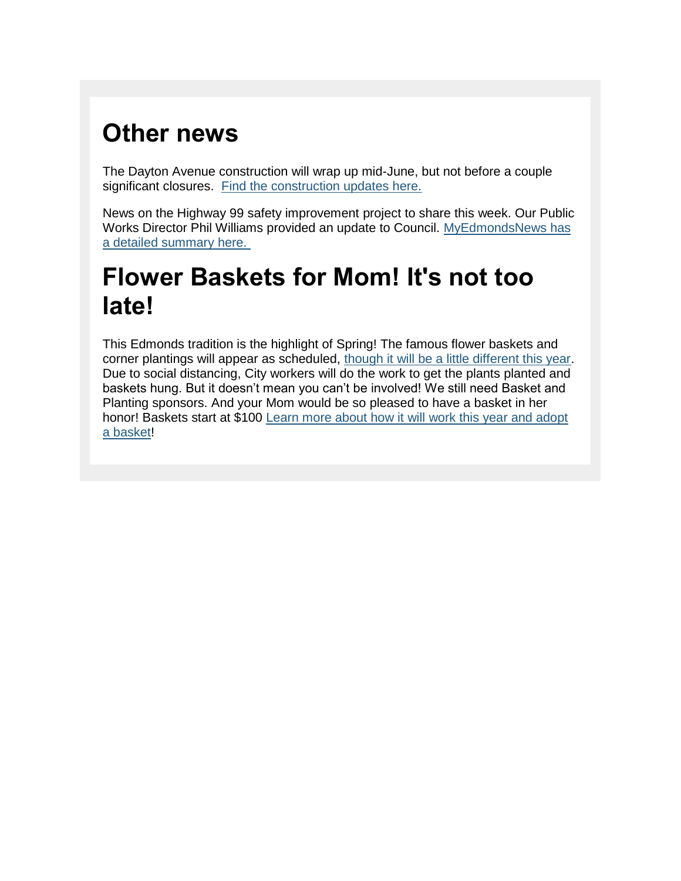# Other news

The Dayton Avenue construction will wrap up mid-June, but not before a couple significant closures. [Find the construction updates here.]

News on the Highway 99 safety improvement project to share this week. Our Public Works Director Phil Williams provided an update to Council. [MyEdmondsNews has a detailed summary here.]

# Flower Baskets for Mom! It's not too late!

This Edmonds tradition is the highlight of Spring! The famous flower baskets and corner plantings will appear as scheduled, [though it will be a little different this year]. Due to social distancing, City workers will do the work to get the plants planted and baskets hung. But it doesn't mean you can't be involved! We still need Basket and Planting sponsors. And your Mom would be so pleased to have a basket in her honor! Baskets start at $100 [Learn more about how it will work this year and adopt a basket]!